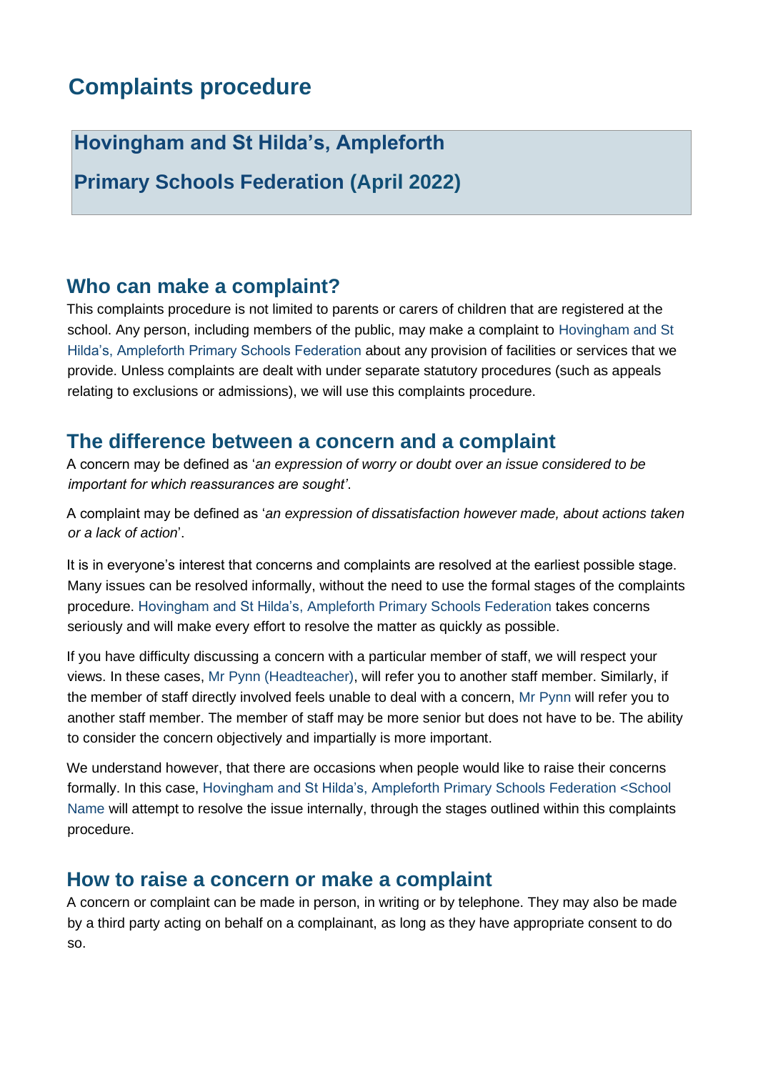# Complaints procedure

## Hovingham and St Hilda's, Ampleforth Primary Schools Federation (April 2022)

## Who can make a complaint?

This complaints procedure is not limited to parents or carers of children that are registered at the school. Any person, including members of the public, may make a complaint to Hovingham and St Hilda's, Ampleforth Primary Schools Federation about any provision of facilities or services that we provide. Unless complaints are dealt with under separate statutory procedures (such as appeals relating to exclusions or admissions), we will use this complaints procedure.

## The difference between a concern and a complaint

A concern may be defined as '*an expression of worry or doubt over an issue considered to be important for which reassurances are sought'*.

A complaint may be defined as '*an expression of dissatisfaction however made, about actions taken or a lack of action*'.

It is in everyone's interest that concerns and complaints are resolved at the earliest possible stage. Many issues can be resolved informally, without the need to use the formal stages of the complaints procedure. Hovingham and St Hilda's, Ampleforth Primary Schools Federation takes concerns seriously and will make every effort to resolve the matter as quickly as possible.

If you have difficulty discussing a concern with a particular member of staff, we will respect your views. In these cases, Mr Pynn (Headteacher), will refer you to another staff member. Similarly, if the member of staff directly involved feels unable to deal with a concern, Mr Pynn will refer you to another staff member. The member of staff may be more senior but does not have to be. The ability to consider the concern objectively and impartially is more important.

We understand however, that there are occasions when people would like to raise their concerns formally. In this case, Hovingham and St Hilda's, Ampleforth Primary Schools Federation <School Name will attempt to resolve the issue internally, through the stages outlined within this complaints procedure.

## How to raise a concern or make a complaint

A concern or complaint can be made in person, in writing or by telephone. They may also be made by a third party acting on behalf on a complainant, as long as they have appropriate consent to do so.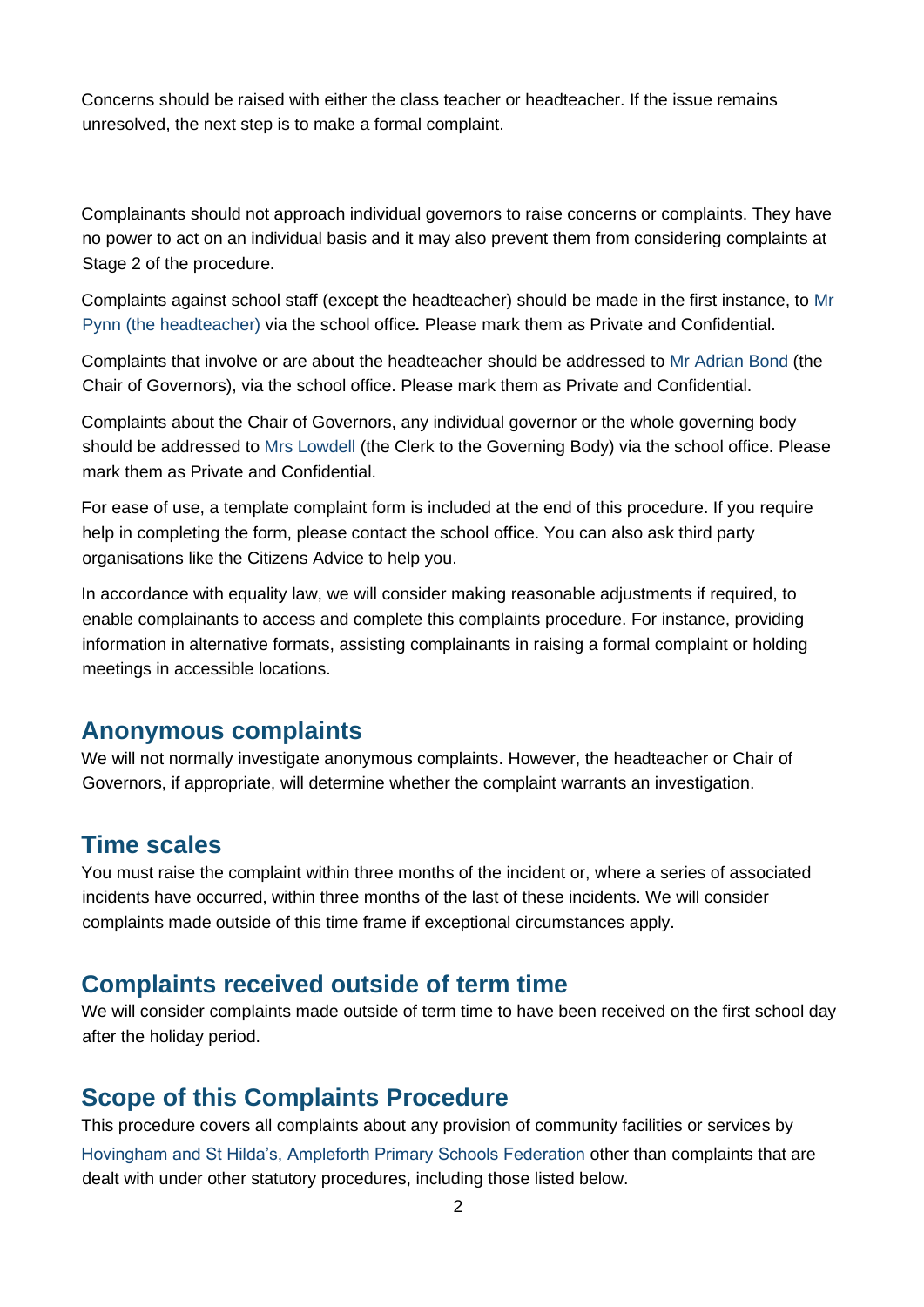Concerns should be raised with either the class teacher or headteacher. If the issue remains unresolved, the next step is to make a formal complaint.

Complainants should not approach individual governors to raise concerns or complaints. They have no power to act on an individual basis and it may also prevent them from considering complaints at Stage 2 of the procedure.

Complaints against school staff (except the headteacher) should be made in the first instance, to Mr Pynn (the headteacher) via the school office**.** Please mark them as Private and Confidential.

Complaints that involve or are about the headteacher should be addressed to Mr Adrian Bond (the Chair of Governors), via the school office. Please mark them as Private and Confidential.

Complaints about the Chair of Governors, any individual governor or the whole governing body should be addressed to Mrs Lowdell (the Clerk to the Governing Body) via the school office. Please mark them as Private and Confidential.

For ease of use, a template complaint form is included at the end of this procedure. If you require help in completing the form, please contact the school office. You can also ask third party organisations like the Citizens Advice to help you.

In accordance with equality law, we will consider making reasonable adjustments if required, to enable complainants to access and complete this complaints procedure. For instance, providing information in alternative formats, assisting complainants in raising a formal complaint or holding meetings in accessible locations.

## Anonymous complaints

We will not normally investigate anonymous complaints. However, the headteacher or Chair of Governors, if appropriate, will determine whether the complaint warrants an investigation.

## Time scales

You must raise the complaint within three months of the incident or, where a series of associated incidents have occurred, within three months of the last of these incidents. We will consider complaints made outside of this time frame if exceptional circumstances apply.

## Complaints received outside of term time

We will consider complaints made outside of term time to have been received on the first school day after the holiday period.

## Scope of this Complaints Procedure

This procedure covers all complaints about any provision of community facilities or services by Hovingham and St Hilda's, Ampleforth Primary Schools Federation other than complaints that are dealt with under other statutory procedures, including those listed below.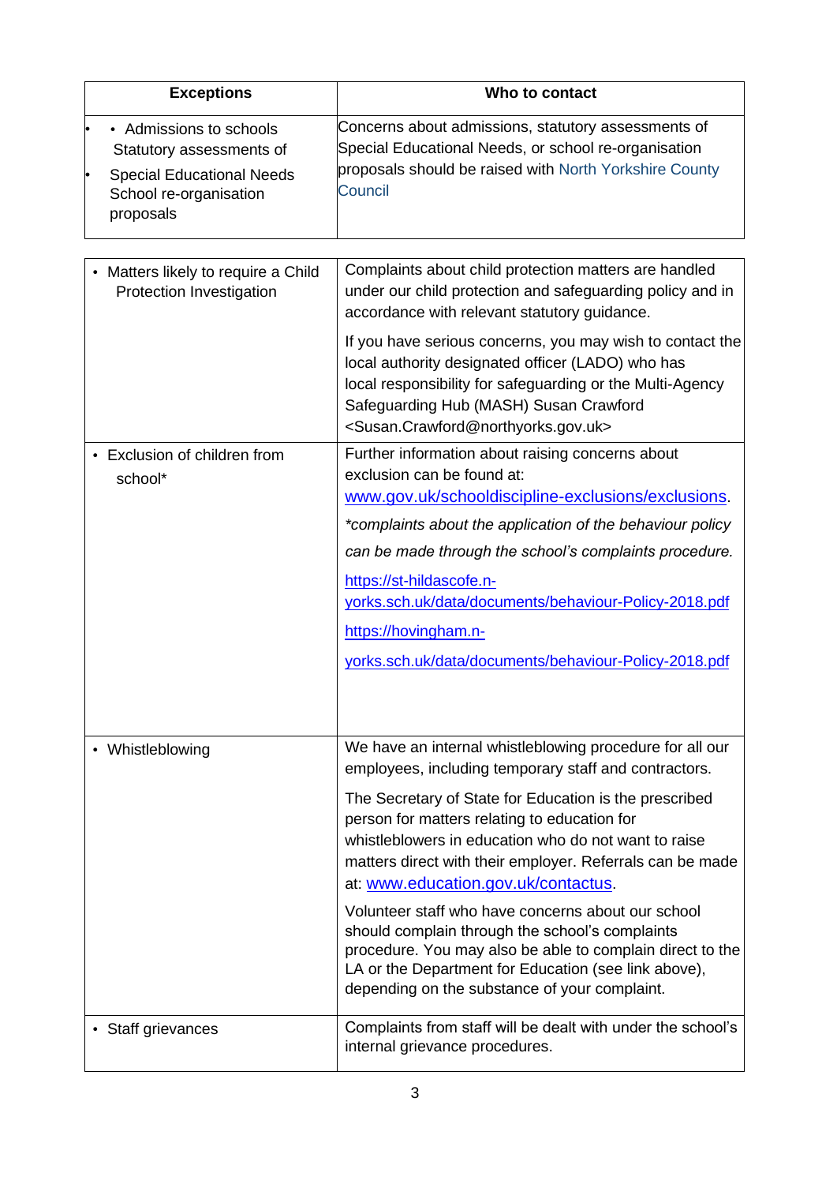| Exceptions | Who to contact |
| --- | --- |
| • Admissions to schools<br>• Statutory assessments of Special Educational Needs<br>• School re-organisation proposals | Concerns about admissions, statutory assessments of Special Educational Needs, or school re-organisation proposals should be raised with North Yorkshire County Council |
| • Matters likely to require a Child Protection Investigation | Complaints about child protection matters are handled under our child protection and safeguarding policy and in accordance with relevant statutory guidance.<br><br>If you have serious concerns, you may wish to contact the local authority designated officer (LADO) who has local responsibility for safeguarding or the Multi-Agency Safeguarding Hub (MASH) Susan Crawford <Susan.Crawford@northyorks.gov.uk> |
| • Exclusion of children from school* | Further information about raising concerns about exclusion can be found at: www.gov.uk/schooldiscipline-exclusions/exclusions.<br><br>*\*complaints about the application of the behaviour policy can be made through the school's complaints procedure.*<br><br>https://st-hildascofe.n-yorks.sch.uk/data/documents/behaviour-Policy-2018.pdf<br><br>https://hovingham.n-yorks.sch.uk/data/documents/behaviour-Policy-2018.pdf |
| • Whistleblowing | We have an internal whistleblowing procedure for all our employees, including temporary staff and contractors.<br><br>The Secretary of State for Education is the prescribed person for matters relating to education for whistleblowers in education who do not want to raise matters direct with their employer. Referrals can be made at: www.education.gov.uk/contactus.<br><br>Volunteer staff who have concerns about our school should complain through the school's complaints procedure. You may also be able to complain direct to the LA or the Department for Education (see link above), depending on the substance of your complaint. |
| • Staff grievances | Complaints from staff will be dealt with under the school's internal grievance procedures. |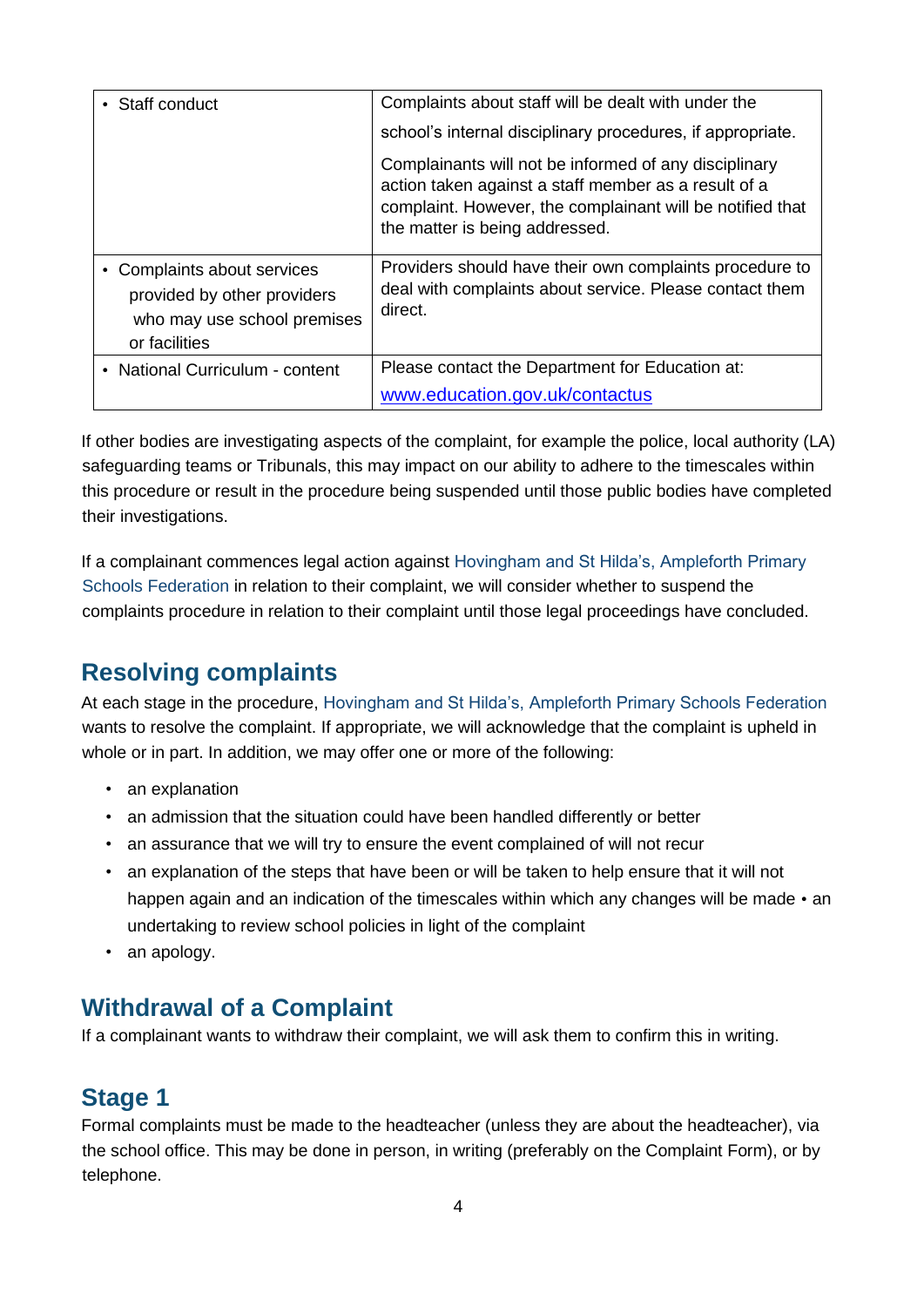| | |
|---|---|
| • Staff conduct | Complaints about staff will be dealt with under the school's internal disciplinary procedures, if appropriate. Complainants will not be informed of any disciplinary action taken against a staff member as a result of a complaint. However, the complainant will be notified that the matter is being addressed. |
| • Complaints about services provided by other providers who may use school premises or facilities | Providers should have their own complaints procedure to deal with complaints about service. Please contact them direct. |
| • National Curriculum - content | Please contact the Department for Education at: [www.education.gov.uk/contactus](http://www.education.gov.uk/contactus) |

If other bodies are investigating aspects of the complaint, for example the police, local authority (LA) safeguarding teams or Tribunals, this may impact on our ability to adhere to the timescales within this procedure or result in the procedure being suspended until those public bodies have completed their investigations.

If a complainant commences legal action against Hovingham and St Hilda's, Ampleforth Primary Schools Federation in relation to their complaint, we will consider whether to suspend the complaints procedure in relation to their complaint until those legal proceedings have concluded.

## Resolving complaints

At each stage in the procedure, Hovingham and St Hilda's, Ampleforth Primary Schools Federation wants to resolve the complaint. If appropriate, we will acknowledge that the complaint is upheld in whole or in part. In addition, we may offer one or more of the following:

- an explanation
- an admission that the situation could have been handled differently or better
- an assurance that we will try to ensure the event complained of will not recur
- an explanation of the steps that have been or will be taken to help ensure that it will not happen again and an indication of the timescales within which any changes will be made • an undertaking to review school policies in light of the complaint
- an apology.

## Withdrawal of a Complaint

If a complainant wants to withdraw their complaint, we will ask them to confirm this in writing.

## Stage 1

Formal complaints must be made to the headteacher (unless they are about the headteacher), via the school office. This may be done in person, in writing (preferably on the Complaint Form), or by telephone.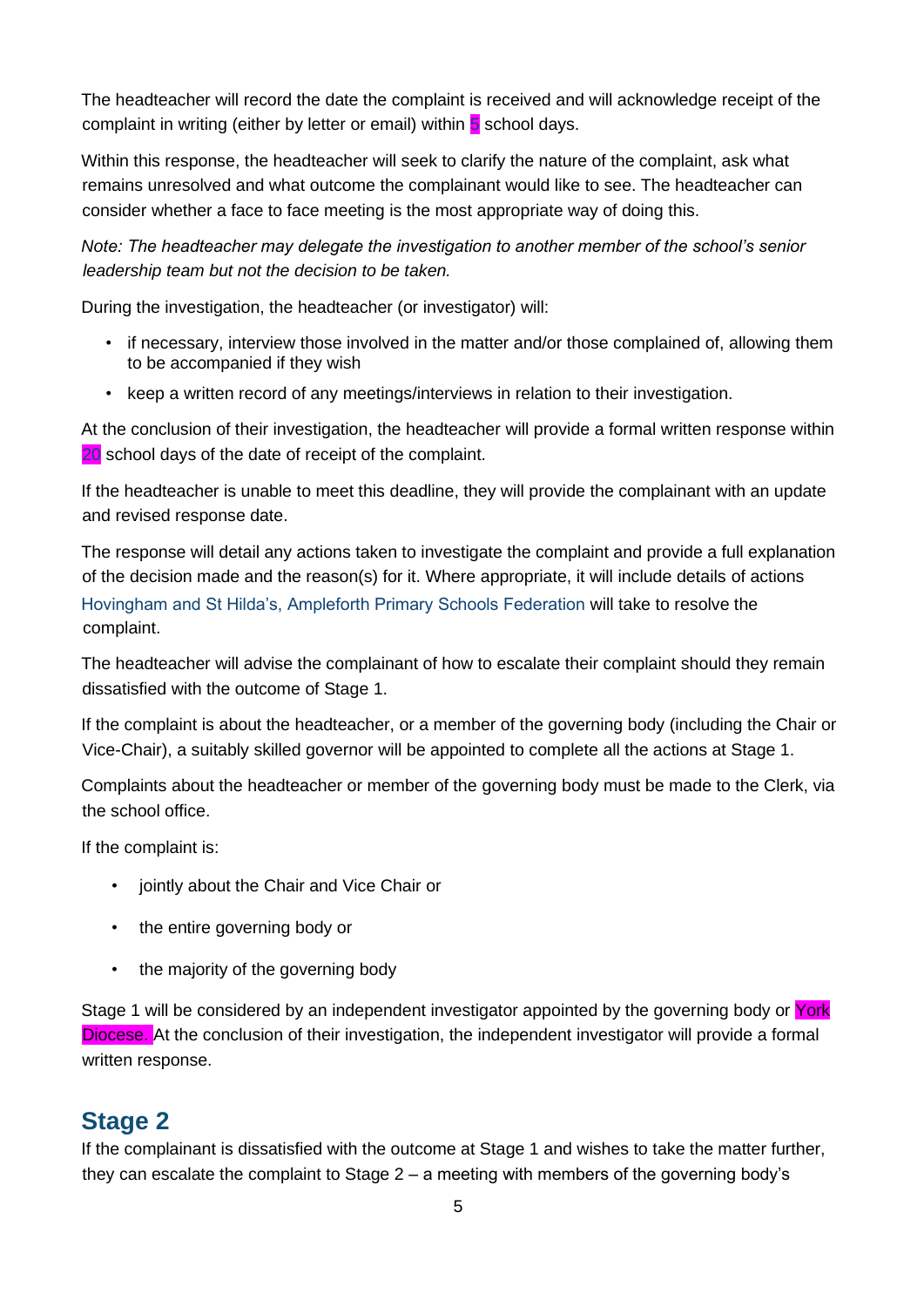The headteacher will record the date the complaint is received and will acknowledge receipt of the complaint in writing (either by letter or email) within 5 school days.

Within this response, the headteacher will seek to clarify the nature of the complaint, ask what remains unresolved and what outcome the complainant would like to see. The headteacher can consider whether a face to face meeting is the most appropriate way of doing this.

*Note: The headteacher may delegate the investigation to another member of the school's senior leadership team but not the decision to be taken.*

During the investigation, the headteacher (or investigator) will:

- if necessary, interview those involved in the matter and/or those complained of, allowing them to be accompanied if they wish
- keep a written record of any meetings/interviews in relation to their investigation.

At the conclusion of their investigation, the headteacher will provide a formal written response within 20 school days of the date of receipt of the complaint.

If the headteacher is unable to meet this deadline, they will provide the complainant with an update and revised response date.

The response will detail any actions taken to investigate the complaint and provide a full explanation of the decision made and the reason(s) for it. Where appropriate, it will include details of actions Hovingham and St Hilda's, Ampleforth Primary Schools Federation will take to resolve the complaint.

The headteacher will advise the complainant of how to escalate their complaint should they remain dissatisfied with the outcome of Stage 1.

If the complaint is about the headteacher, or a member of the governing body (including the Chair or Vice-Chair), a suitably skilled governor will be appointed to complete all the actions at Stage 1.

Complaints about the headteacher or member of the governing body must be made to the Clerk, via the school office.

If the complaint is:

- jointly about the Chair and Vice Chair or
- the entire governing body or
- the majority of the governing body

Stage 1 will be considered by an independent investigator appointed by the governing body or York Diocese. At the conclusion of their investigation, the independent investigator will provide a formal written response.

## Stage 2

If the complainant is dissatisfied with the outcome at Stage 1 and wishes to take the matter further, they can escalate the complaint to Stage 2 – a meeting with members of the governing body's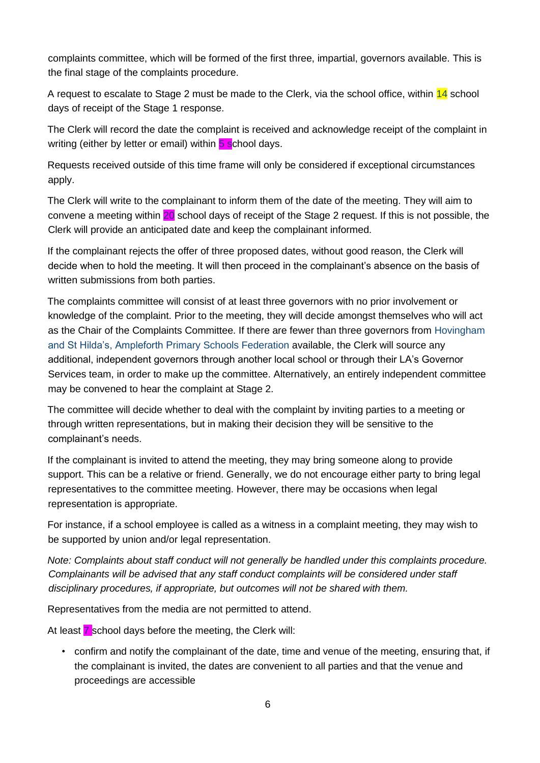complaints committee, which will be formed of the first three, impartial, governors available. This is the final stage of the complaints procedure.

A request to escalate to Stage 2 must be made to the Clerk, via the school office, within 14 school days of receipt of the Stage 1 response.

The Clerk will record the date the complaint is received and acknowledge receipt of the complaint in writing (either by letter or email) within 5 school days.

Requests received outside of this time frame will only be considered if exceptional circumstances apply.

The Clerk will write to the complainant to inform them of the date of the meeting. They will aim to convene a meeting within 20 school days of receipt of the Stage 2 request. If this is not possible, the Clerk will provide an anticipated date and keep the complainant informed.

If the complainant rejects the offer of three proposed dates, without good reason, the Clerk will decide when to hold the meeting. It will then proceed in the complainant's absence on the basis of written submissions from both parties.

The complaints committee will consist of at least three governors with no prior involvement or knowledge of the complaint. Prior to the meeting, they will decide amongst themselves who will act as the Chair of the Complaints Committee. If there are fewer than three governors from Hovingham and St Hilda's, Ampleforth Primary Schools Federation available, the Clerk will source any additional, independent governors through another local school or through their LA's Governor Services team, in order to make up the committee. Alternatively, an entirely independent committee may be convened to hear the complaint at Stage 2.

The committee will decide whether to deal with the complaint by inviting parties to a meeting or through written representations, but in making their decision they will be sensitive to the complainant's needs.

If the complainant is invited to attend the meeting, they may bring someone along to provide support. This can be a relative or friend. Generally, we do not encourage either party to bring legal representatives to the committee meeting. However, there may be occasions when legal representation is appropriate.

For instance, if a school employee is called as a witness in a complaint meeting, they may wish to be supported by union and/or legal representation.

*Note: Complaints about staff conduct will not generally be handled under this complaints procedure. Complainants will be advised that any staff conduct complaints will be considered under staff disciplinary procedures, if appropriate, but outcomes will not be shared with them.*

Representatives from the media are not permitted to attend.

At least 7 school days before the meeting, the Clerk will:

- confirm and notify the complainant of the date, time and venue of the meeting, ensuring that, if the complainant is invited, the dates are convenient to all parties and that the venue and proceedings are accessible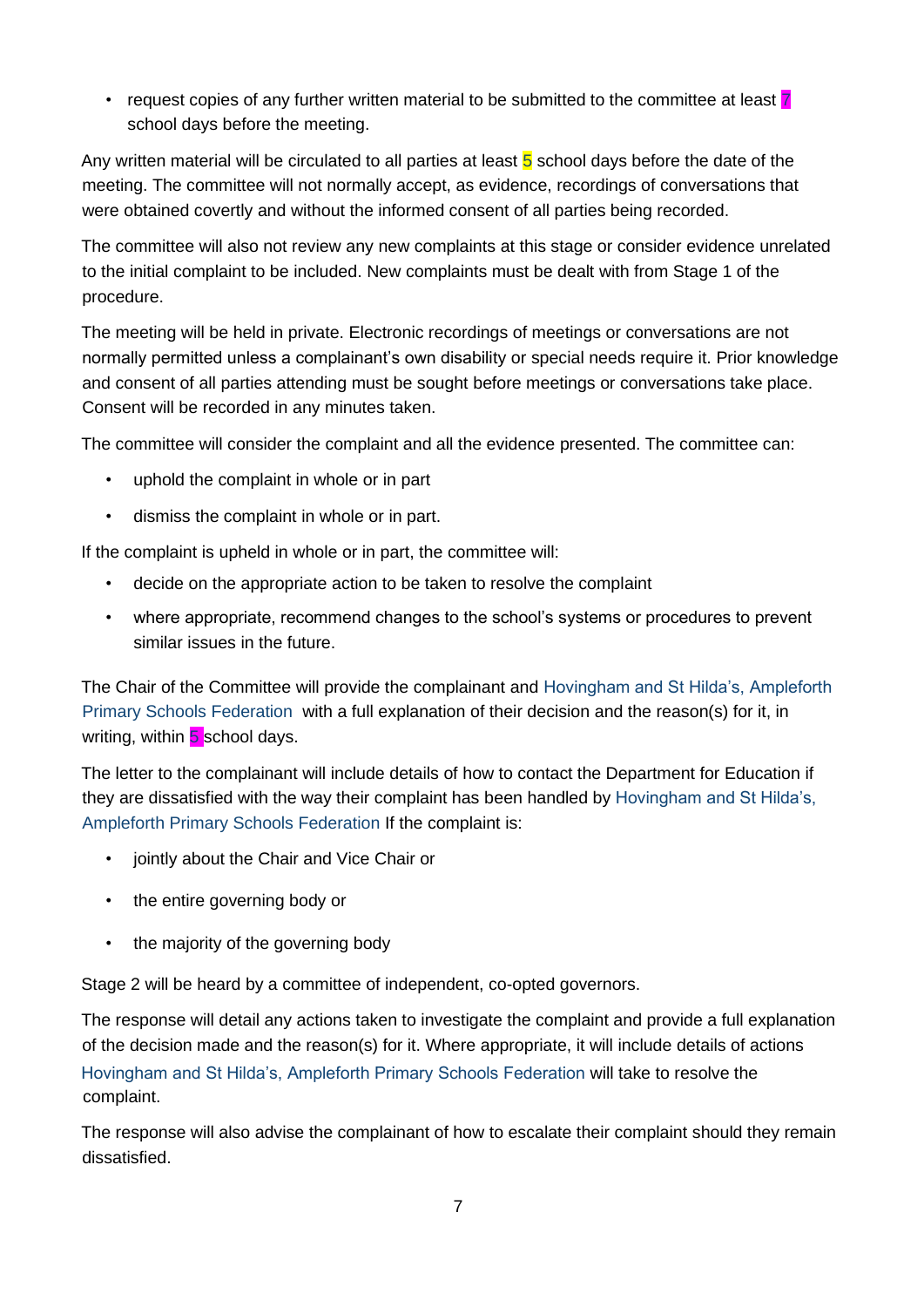- request copies of any further written material to be submitted to the committee at least 7 school days before the meeting.

Any written material will be circulated to all parties at least 5 school days before the date of the meeting. The committee will not normally accept, as evidence, recordings of conversations that were obtained covertly and without the informed consent of all parties being recorded.

The committee will also not review any new complaints at this stage or consider evidence unrelated to the initial complaint to be included. New complaints must be dealt with from Stage 1 of the procedure.

The meeting will be held in private. Electronic recordings of meetings or conversations are not normally permitted unless a complainant's own disability or special needs require it. Prior knowledge and consent of all parties attending must be sought before meetings or conversations take place. Consent will be recorded in any minutes taken.

The committee will consider the complaint and all the evidence presented. The committee can:

- uphold the complaint in whole or in part
- dismiss the complaint in whole or in part.

If the complaint is upheld in whole or in part, the committee will:

- decide on the appropriate action to be taken to resolve the complaint
- where appropriate, recommend changes to the school's systems or procedures to prevent similar issues in the future.

The Chair of the Committee will provide the complainant and Hovingham and St Hilda's, Ampleforth Primary Schools Federation with a full explanation of their decision and the reason(s) for it, in writing, within 5 school days.

The letter to the complainant will include details of how to contact the Department for Education if they are dissatisfied with the way their complaint has been handled by Hovingham and St Hilda's, Ampleforth Primary Schools Federation If the complaint is:

- jointly about the Chair and Vice Chair or
- the entire governing body or
- the majority of the governing body

Stage 2 will be heard by a committee of independent, co-opted governors.

The response will detail any actions taken to investigate the complaint and provide a full explanation of the decision made and the reason(s) for it. Where appropriate, it will include details of actions Hovingham and St Hilda's, Ampleforth Primary Schools Federation will take to resolve the complaint.

The response will also advise the complainant of how to escalate their complaint should they remain dissatisfied.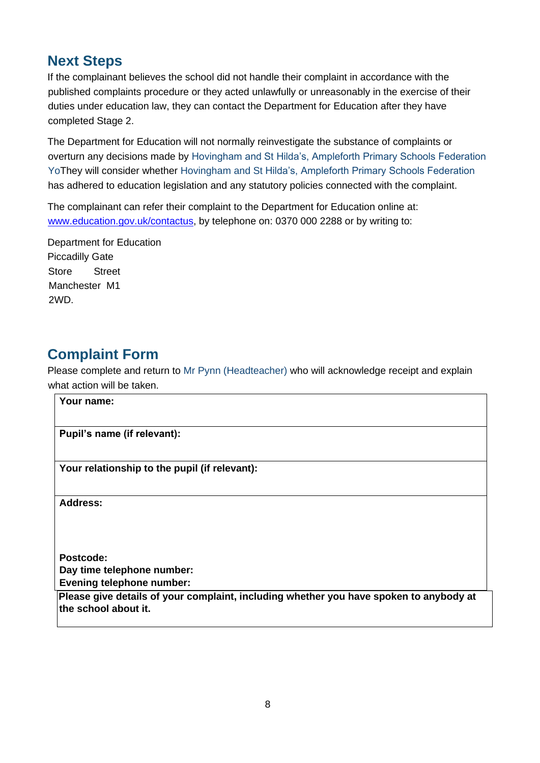## Next Steps

If the complainant believes the school did not handle their complaint in accordance with the published complaints procedure or they acted unlawfully or unreasonably in the exercise of their duties under education law, they can contact the Department for Education after they have completed Stage 2.

The Department for Education will not normally reinvestigate the substance of complaints or overturn any decisions made by Hovingham and St Hilda's, Ampleforth Primary Schools Federation YoThey will consider whether Hovingham and St Hilda's, Ampleforth Primary Schools Federation has adhered to education legislation and any statutory policies connected with the complaint.

The complainant can refer their complaint to the Department for Education online at: www.education.gov.uk/contactus, by telephone on: 0370 000 2288 or by writing to:

Department for Education
Piccadilly Gate
Store Street
Manchester M1 2WD.

## Complaint Form

Please complete and return to Mr Pynn (Headteacher) who will acknowledge receipt and explain what action will be taken.

| **Your name:** |
|---|
| **Pupil's name (if relevant):** |
| **Your relationship to the pupil (if relevant):** |
| **Address:**<br><br><br>**Postcode:**<br>**Day time telephone number:**<br>**Evening telephone number:** |
| **Please give details of your complaint, including whether you have spoken to anybody at the school about it.** |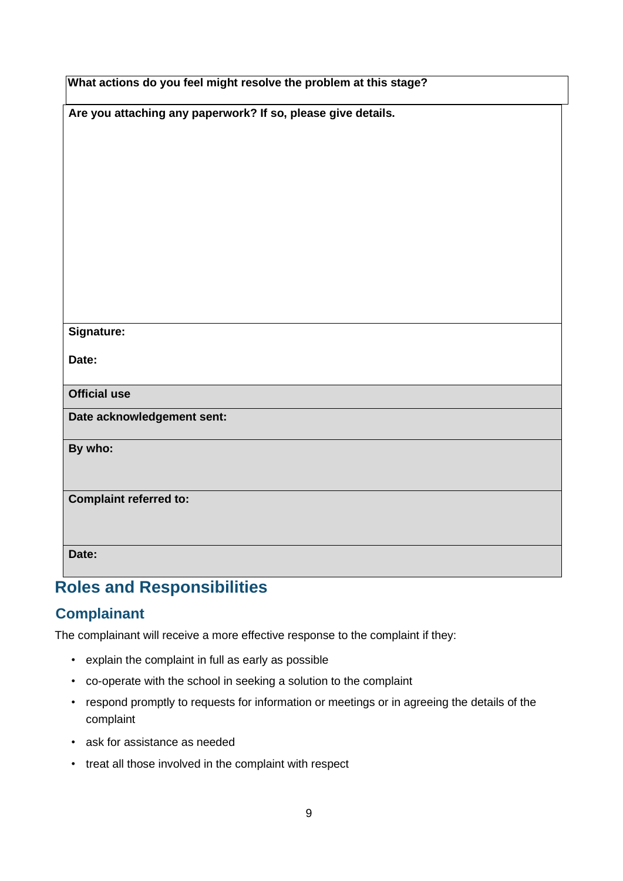| What actions do you feel might resolve the problem at this stage? |
| --- |
| **Are you attaching any paperwork? If so, please give details.** |
| **Signature:**<br><br>**Date:** |
| **Official use** |
| **Date acknowledgement sent:** |
| **By who:** |
| **Complaint referred to:** |
| **Date:** |

# Roles and Responsibilities

## Complainant

The complainant will receive a more effective response to the complaint if they:

- explain the complaint in full as early as possible
- co-operate with the school in seeking a solution to the complaint
- respond promptly to requests for information or meetings or in agreeing the details of the complaint
- ask for assistance as needed
- treat all those involved in the complaint with respect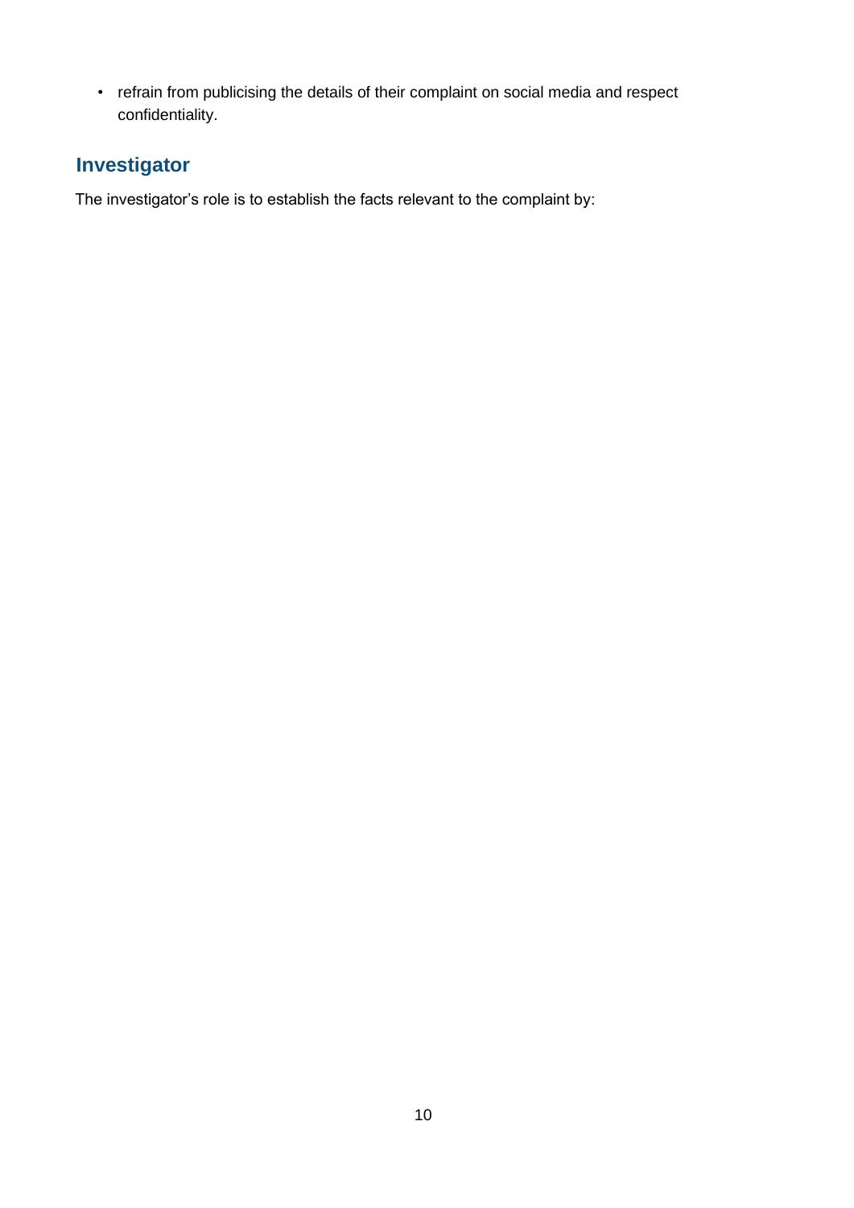- refrain from publicising the details of their complaint on social media and respect confidentiality.

## Investigator

The investigator's role is to establish the facts relevant to the complaint by: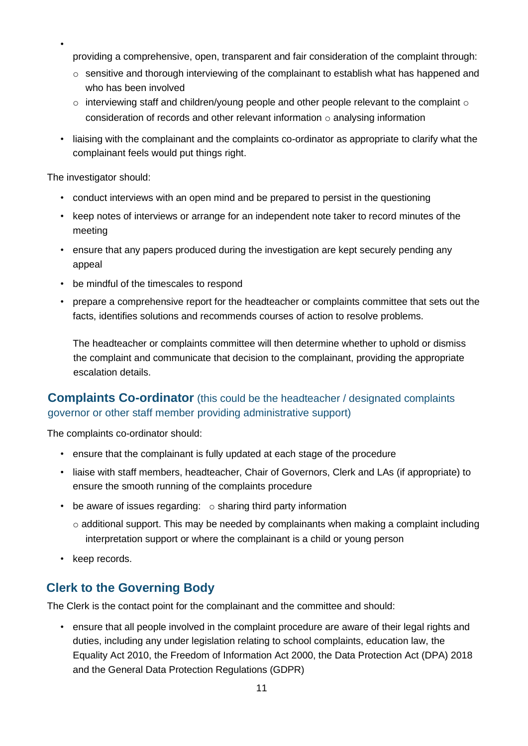- providing a comprehensive, open, transparent and fair consideration of the complaint through:
  - sensitive and thorough interviewing of the complainant to establish what has happened and who has been involved
  - interviewing staff and children/young people and other people relevant to the complaint
  - consideration of records and other relevant information
  - analysing information
- liaising with the complainant and the complaints co-ordinator as appropriate to clarify what the complainant feels would put things right.

The investigator should:

- conduct interviews with an open mind and be prepared to persist in the questioning
- keep notes of interviews or arrange for an independent note taker to record minutes of the meeting
- ensure that any papers produced during the investigation are kept securely pending any appeal
- be mindful of the timescales to respond
- prepare a comprehensive report for the headteacher or complaints committee that sets out the facts, identifies solutions and recommends courses of action to resolve problems.

  The headteacher or complaints committee will then determine whether to uphold or dismiss the complaint and communicate that decision to the complainant, providing the appropriate escalation details.

## **Complaints Co-ordinator** (this could be the headteacher / designated complaints governor or other staff member providing administrative support)

The complaints co-ordinator should:

- ensure that the complainant is fully updated at each stage of the procedure
- liaise with staff members, headteacher, Chair of Governors, Clerk and LAs (if appropriate) to ensure the smooth running of the complaints procedure
- be aware of issues regarding:
  - sharing third party information
  - additional support. This may be needed by complainants when making a complaint including interpretation support or where the complainant is a child or young person
- keep records.

## Clerk to the Governing Body

The Clerk is the contact point for the complainant and the committee and should:

- ensure that all people involved in the complaint procedure are aware of their legal rights and duties, including any under legislation relating to school complaints, education law, the Equality Act 2010, the Freedom of Information Act 2000, the Data Protection Act (DPA) 2018 and the General Data Protection Regulations (GDPR)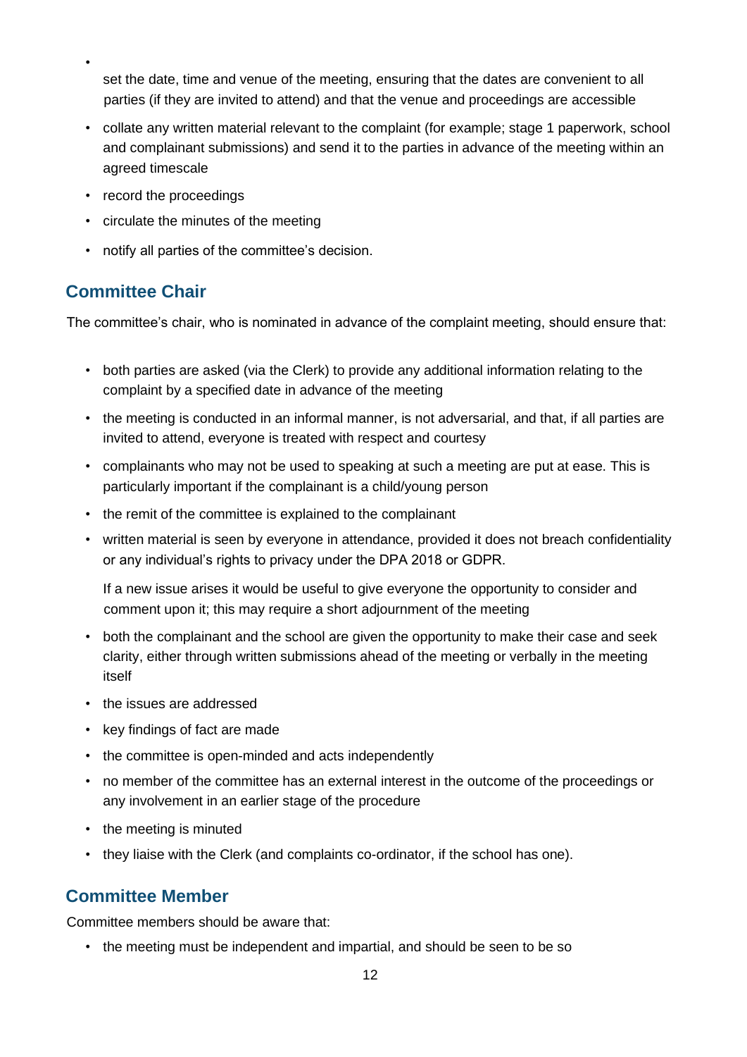- set the date, time and venue of the meeting, ensuring that the dates are convenient to all parties (if they are invited to attend) and that the venue and proceedings are accessible
- collate any written material relevant to the complaint (for example; stage 1 paperwork, school and complainant submissions) and send it to the parties in advance of the meeting within an agreed timescale
- record the proceedings
- circulate the minutes of the meeting
- notify all parties of the committee's decision.

## Committee Chair

The committee's chair, who is nominated in advance of the complaint meeting, should ensure that:

- both parties are asked (via the Clerk) to provide any additional information relating to the complaint by a specified date in advance of the meeting
- the meeting is conducted in an informal manner, is not adversarial, and that, if all parties are invited to attend, everyone is treated with respect and courtesy
- complainants who may not be used to speaking at such a meeting are put at ease. This is particularly important if the complainant is a child/young person
- the remit of the committee is explained to the complainant
- written material is seen by everyone in attendance, provided it does not breach confidentiality or any individual's rights to privacy under the DPA 2018 or GDPR.

  If a new issue arises it would be useful to give everyone the opportunity to consider and comment upon it; this may require a short adjournment of the meeting
- both the complainant and the school are given the opportunity to make their case and seek clarity, either through written submissions ahead of the meeting or verbally in the meeting itself
- the issues are addressed
- key findings of fact are made
- the committee is open-minded and acts independently
- no member of the committee has an external interest in the outcome of the proceedings or any involvement in an earlier stage of the procedure
- the meeting is minuted
- they liaise with the Clerk (and complaints co-ordinator, if the school has one).

## Committee Member

Committee members should be aware that:

- the meeting must be independent and impartial, and should be seen to be so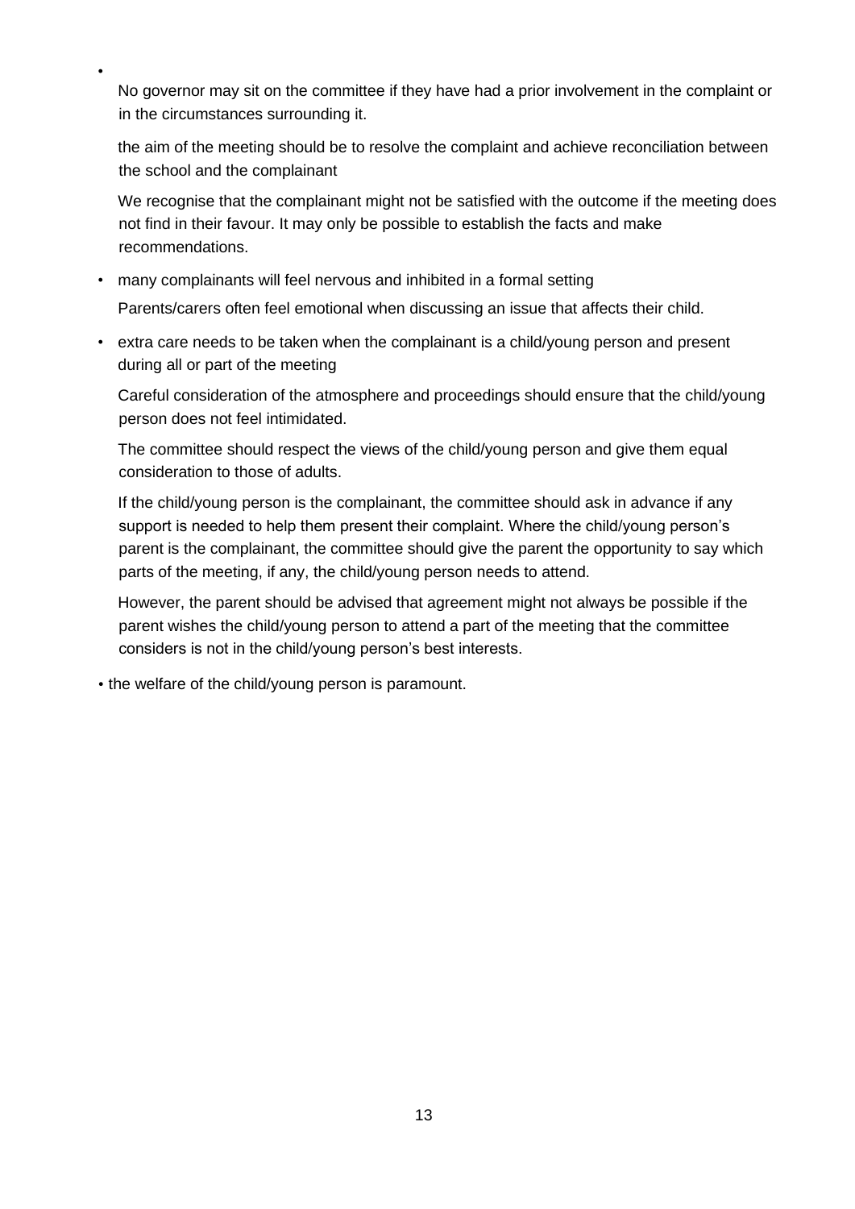- No governor may sit on the committee if they have had a prior involvement in the complaint or in the circumstances surrounding it.

  the aim of the meeting should be to resolve the complaint and achieve reconciliation between the school and the complainant

  We recognise that the complainant might not be satisfied with the outcome if the meeting does not find in their favour. It may only be possible to establish the facts and make recommendations.

- many complainants will feel nervous and inhibited in a formal setting

  Parents/carers often feel emotional when discussing an issue that affects their child.

- extra care needs to be taken when the complainant is a child/young person and present during all or part of the meeting

  Careful consideration of the atmosphere and proceedings should ensure that the child/young person does not feel intimidated.

  The committee should respect the views of the child/young person and give them equal consideration to those of adults.

  If the child/young person is the complainant, the committee should ask in advance if any support is needed to help them present their complaint. Where the child/young person's parent is the complainant, the committee should give the parent the opportunity to say which parts of the meeting, if any, the child/young person needs to attend.

  However, the parent should be advised that agreement might not always be possible if the parent wishes the child/young person to attend a part of the meeting that the committee considers is not in the child/young person's best interests.

- the welfare of the child/young person is paramount.